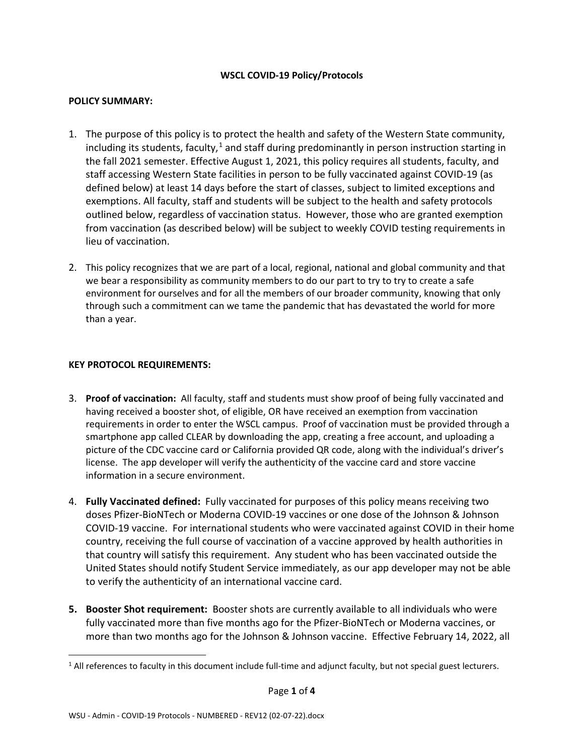**WSCL COVID-19 Policy/Protocols**

**POLICY SUMMARY:**

1. The purpose of this policy is to protect the health and safety of the Western State community, including its students, faculty,[1] and staff during predominantly in person instruction starting in the fall 2021 semester. Effective August 1, 2021, this policy requires all students, faculty, and staff accessing Western State facilities in person to be fully vaccinated against COVID-19 (as defined below) at least 14 days before the start of classes, subject to limited exceptions and exemptions. All faculty, staff and students will be subject to the health and safety protocols outlined below, regardless of vaccination status. However, those who are granted exemption from vaccination (as described below) will be subject to weekly COVID testing requirements in lieu of vaccination.

2. This policy recognizes that we are part of a local, regional, national and global community and that we bear a responsibility as community members to do our part to try to try to create a safe environment for ourselves and for all the members of our broader community, knowing that only through such a commitment can we tame the pandemic that has devastated the world for more than a year.

**KEY PROTOCOL REQUIREMENTS:**

3. **Proof of vaccination:** All faculty, staff and students must show proof of being fully vaccinated and having received a booster shot, of eligible, OR have received an exemption from vaccination requirements in order to enter the WSCL campus. Proof of vaccination must be provided through a smartphone app called CLEAR by downloading the app, creating a free account, and uploading a picture of the CDC vaccine card or California provided QR code, along with the individual's driver's license. The app developer will verify the authenticity of the vaccine card and store vaccine information in a secure environment.

4. **Fully Vaccinated defined:** Fully vaccinated for purposes of this policy means receiving two doses Pfizer-BioNTech or Moderna COVID-19 vaccines or one dose of the Johnson & Johnson COVID-19 vaccine. For international students who were vaccinated against COVID in their home country, receiving the full course of vaccination of a vaccine approved by health authorities in that country will satisfy this requirement. Any student who has been vaccinated outside the United States should notify Student Service immediately, as our app developer may not be able to verify the authenticity of an international vaccine card.

5. **Booster Shot requirement:** Booster shots are currently available to all individuals who were fully vaccinated more than five months ago for the Pfizer-BioNTech or Moderna vaccines, or more than two months ago for the Johnson & Johnson vaccine. Effective February 14, 2022, all

[1] All references to faculty in this document include full-time and adjunct faculty, but not special guest lecturers.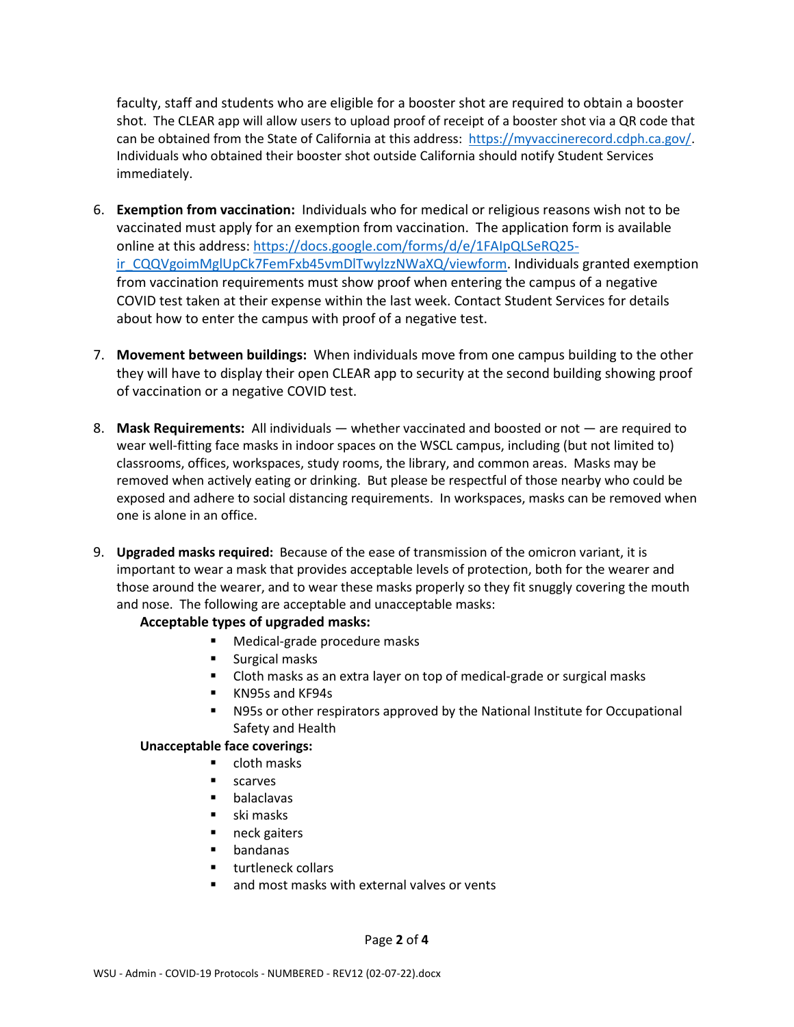faculty, staff and students who are eligible for a booster shot are required to obtain a booster shot. The CLEAR app will allow users to upload proof of receipt of a booster shot via a QR code that can be obtained from the State of California at this address: https://myvaccinerecord.cdph.ca.gov/. Individuals who obtained their booster shot outside California should notify Student Services immediately.

6. **Exemption from vaccination:** Individuals who for medical or religious reasons wish not to be vaccinated must apply for an exemption from vaccination. The application form is available online at this address: https://docs.google.com/forms/d/e/1FAIpQLSeRQ25-ir_CQQVgoimMglUpCk7FemFxb45vmDlTwylzzNWaXQ/viewform. Individuals granted exemption from vaccination requirements must show proof when entering the campus of a negative COVID test taken at their expense within the last week. Contact Student Services for details about how to enter the campus with proof of a negative test.

7. **Movement between buildings:** When individuals move from one campus building to the other they will have to display their open CLEAR app to security at the second building showing proof of vaccination or a negative COVID test.

8. **Mask Requirements:** All individuals — whether vaccinated and boosted or not — are required to wear well-fitting face masks in indoor spaces on the WSCL campus, including (but not limited to) classrooms, offices, workspaces, study rooms, the library, and common areas. Masks may be removed when actively eating or drinking. But please be respectful of those nearby who could be exposed and adhere to social distancing requirements. In workspaces, masks can be removed when one is alone in an office.

9. **Upgraded masks required:** Because of the ease of transmission of the omicron variant, it is important to wear a mask that provides acceptable levels of protection, both for the wearer and those around the wearer, and to wear these masks properly so they fit snuggly covering the mouth and nose. The following are acceptable and unacceptable masks:

   **Acceptable types of upgraded masks:**
   - Medical-grade procedure masks
   - Surgical masks
   - Cloth masks as an extra layer on top of medical-grade or surgical masks
   - KN95s and KF94s
   - N95s or other respirators approved by the National Institute for Occupational Safety and Health

   **Unacceptable face coverings:**
   - cloth masks
   - scarves
   - balaclavas
   - ski masks
   - neck gaiters
   - bandanas
   - turtleneck collars
   - and most masks with external valves or vents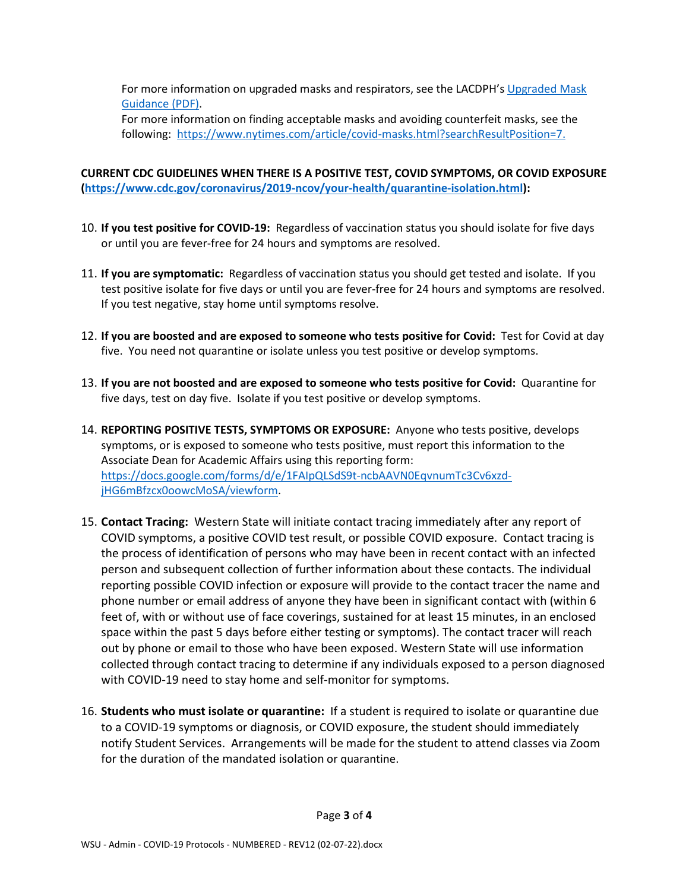For more information on upgraded masks and respirators, see the LACDPH's [Upgraded Mask Guidance (PDF)](#).
For more information on finding acceptable masks and avoiding counterfeit masks, see the following: [https://www.nytimes.com/article/covid-masks.html?searchResultPosition=7.](https://www.nytimes.com/article/covid-masks.html?searchResultPosition=7)

**CURRENT CDC GUIDELINES WHEN THERE IS A POSITIVE TEST, COVID SYMPTOMS, OR COVID EXPOSURE ([https://www.cdc.gov/coronavirus/2019-ncov/your-health/quarantine-isolation.html](https://www.cdc.gov/coronavirus/2019-ncov/your-health/quarantine-isolation.html)):**

10. **If you test positive for COVID-19:** Regardless of vaccination status you should isolate for five days or until you are fever-free for 24 hours and symptoms are resolved.

11. **If you are symptomatic:** Regardless of vaccination status you should get tested and isolate. If you test positive isolate for five days or until you are fever-free for 24 hours and symptoms are resolved. If you test negative, stay home until symptoms resolve.

12. **If you are boosted and are exposed to someone who tests positive for Covid:** Test for Covid at day five. You need not quarantine or isolate unless you test positive or develop symptoms.

13. **If you are not boosted and are exposed to someone who tests positive for Covid:** Quarantine for five days, test on day five. Isolate if you test positive or develop symptoms.

14. **REPORTING POSITIVE TESTS, SYMPTOMS OR EXPOSURE:** Anyone who tests positive, develops symptoms, or is exposed to someone who tests positive, must report this information to the Associate Dean for Academic Affairs using this reporting form: [https://docs.google.com/forms/d/e/1FAIpQLSdS9t-ncbAAVN0EqvnumTc3Cv6xzd-jHG6mBfzcx0oowcMoSA/viewform](https://docs.google.com/forms/d/e/1FAIpQLSdS9t-ncbAAVN0EqvnumTc3Cv6xzd-jHG6mBfzcx0oowcMoSA/viewform).

15. **Contact Tracing:** Western State will initiate contact tracing immediately after any report of COVID symptoms, a positive COVID test result, or possible COVID exposure. Contact tracing is the process of identification of persons who may have been in recent contact with an infected person and subsequent collection of further information about these contacts. The individual reporting possible COVID infection or exposure will provide to the contact tracer the name and phone number or email address of anyone they have been in significant contact with (within 6 feet of, with or without use of face coverings, sustained for at least 15 minutes, in an enclosed space within the past 5 days before either testing or symptoms). The contact tracer will reach out by phone or email to those who have been exposed. Western State will use information collected through contact tracing to determine if any individuals exposed to a person diagnosed with COVID-19 need to stay home and self-monitor for symptoms.

16. **Students who must isolate or quarantine:** If a student is required to isolate or quarantine due to a COVID-19 symptoms or diagnosis, or COVID exposure, the student should immediately notify Student Services. Arrangements will be made for the student to attend classes via Zoom for the duration of the mandated isolation or quarantine.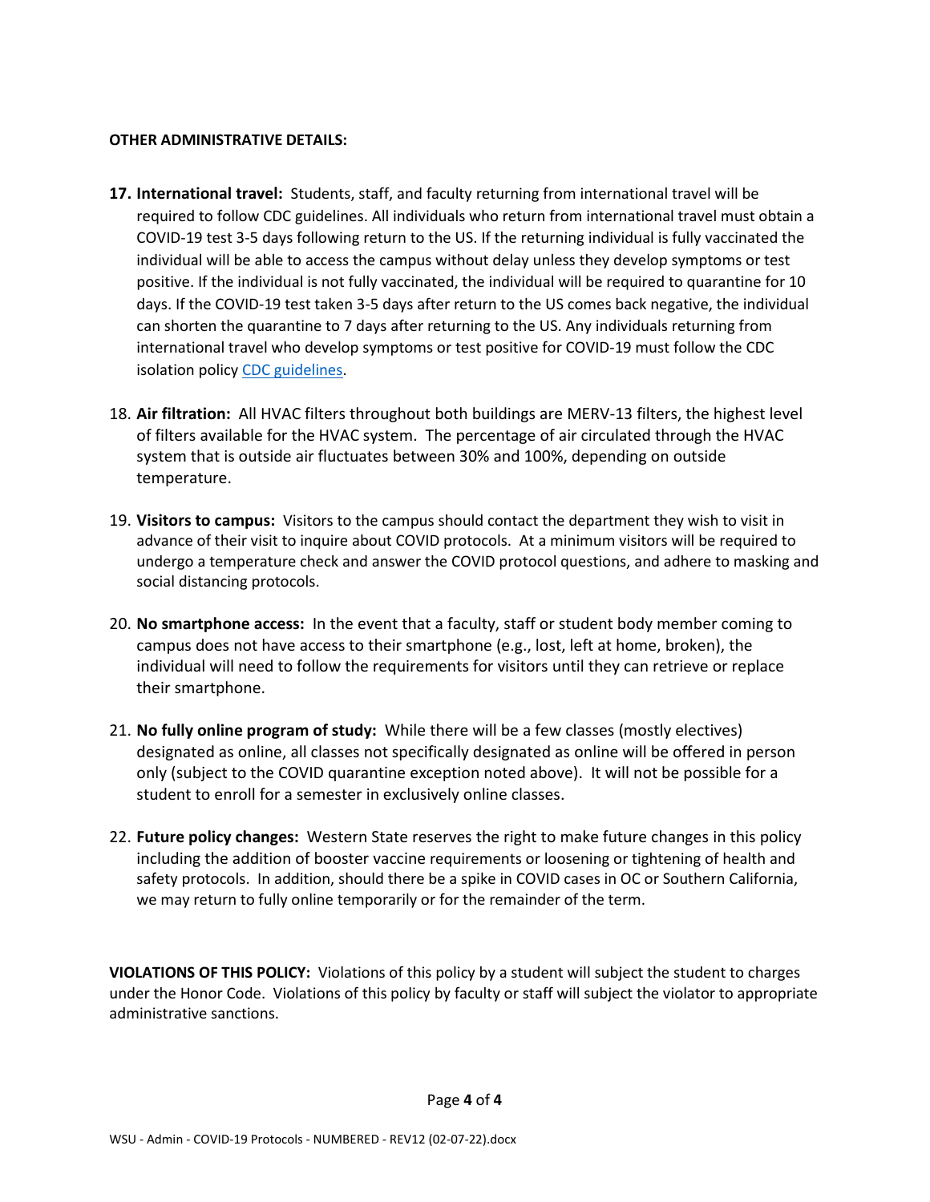**OTHER ADMINISTRATIVE DETAILS:**

17. **International travel:** Students, staff, and faculty returning from international travel will be required to follow CDC guidelines. All individuals who return from international travel must obtain a COVID-19 test 3-5 days following return to the US. If the returning individual is fully vaccinated the individual will be able to access the campus without delay unless they develop symptoms or test positive. If the individual is not fully vaccinated, the individual will be required to quarantine for 10 days. If the COVID-19 test taken 3-5 days after return to the US comes back negative, the individual can shorten the quarantine to 7 days after returning to the US. Any individuals returning from international travel who develop symptoms or test positive for COVID-19 must follow the CDC isolation policy CDC guidelines.

18. **Air filtration:** All HVAC filters throughout both buildings are MERV-13 filters, the highest level of filters available for the HVAC system. The percentage of air circulated through the HVAC system that is outside air fluctuates between 30% and 100%, depending on outside temperature.

19. **Visitors to campus:** Visitors to the campus should contact the department they wish to visit in advance of their visit to inquire about COVID protocols. At a minimum visitors will be required to undergo a temperature check and answer the COVID protocol questions, and adhere to masking and social distancing protocols.

20. **No smartphone access:** In the event that a faculty, staff or student body member coming to campus does not have access to their smartphone (e.g., lost, left at home, broken), the individual will need to follow the requirements for visitors until they can retrieve or replace their smartphone.

21. **No fully online program of study:** While there will be a few classes (mostly electives) designated as online, all classes not specifically designated as online will be offered in person only (subject to the COVID quarantine exception noted above). It will not be possible for a student to enroll for a semester in exclusively online classes.

22. **Future policy changes:** Western State reserves the right to make future changes in this policy including the addition of booster vaccine requirements or loosening or tightening of health and safety protocols. In addition, should there be a spike in COVID cases in OC or Southern California, we may return to fully online temporarily or for the remainder of the term.

**VIOLATIONS OF THIS POLICY:** Violations of this policy by a student will subject the student to charges under the Honor Code. Violations of this policy by faculty or staff will subject the violator to appropriate administrative sanctions.